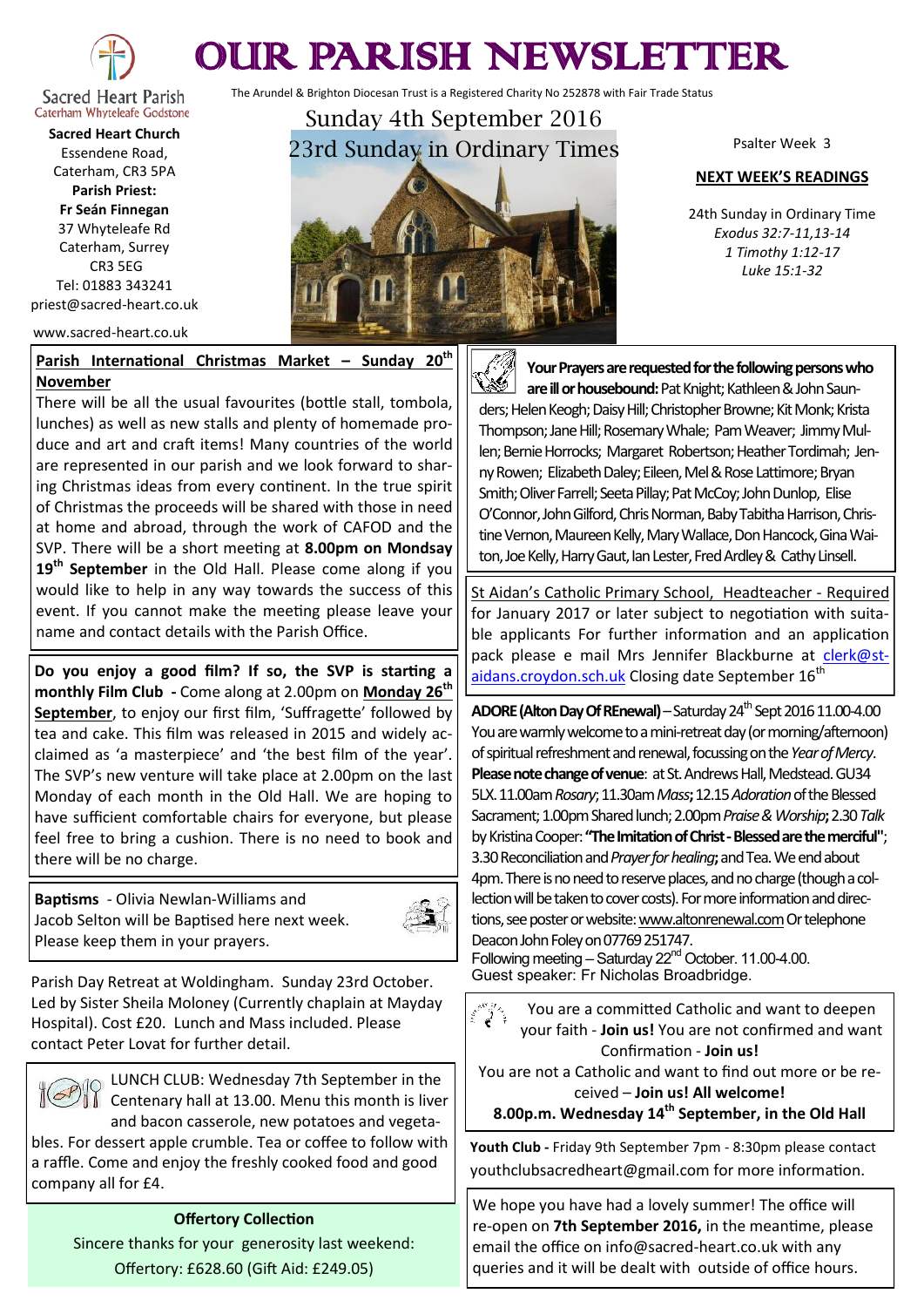# OUR PARISH NEWSLETTER

Sacred Heart Parish
Caterham Whyteleafe Godstone

The Arundel & Brighton Diocesan Trust is a Registered Charity No 252878 with Fair Trade Status

**Sacred Heart Church**
Essendene Road,
Caterham, CR3 5PA
**Parish Priest:**
**Fr Seán Finnegan**
37 Whyteleafe Rd
Caterham, Surrey
CR3 5EG
Tel: 01883 343241
priest@sacred-heart.co.uk

www.sacred-heart.co.uk

## Sunday 4th September 2016
## 23rd Sunday in Ordinary Times

Psalter Week 3

**NEXT WEEK'S READINGS**

24th Sunday in Ordinary Time
*Exodus 32:7-11,13-14*
*1 Timothy 1:12-17*
*Luke 15:1-32*

**Parish International Christmas Market – Sunday 20th November**

There will be all the usual favourites (bottle stall, tombola, lunches) as well as new stalls and plenty of homemade produce and art and craft items! Many countries of the world are represented in our parish and we look forward to sharing Christmas ideas from every continent. In the true spirit of Christmas the proceeds will be shared with those in need at home and abroad, through the work of CAFOD and the SVP. There will be a short meeting at **8.00pm on Mondsay 19th September** in the Old Hall. Please come along if you would like to help in any way towards the success of this event. If you cannot make the meeting please leave your name and contact details with the Parish Office.

**Do you enjoy a good film? If so, the SVP is starting a monthly Film Club -** Come along at 2.00pm on **Monday 26th September**, to enjoy our first film, 'Suffragette' followed by tea and cake. This film was released in 2015 and widely acclaimed as 'a masterpiece' and 'the best film of the year'. The SVP's new venture will take place at 2.00pm on the last Monday of each month in the Old Hall. We are hoping to have sufficient comfortable chairs for everyone, but please feel free to bring a cushion. There is no need to book and there will be no charge.

**Baptisms** - Olivia Newlan-Williams and Jacob Selton will be Baptised here next week. Please keep them in your prayers.

Parish Day Retreat at Woldingham. Sunday 23rd October. Led by Sister Sheila Moloney (Currently chaplain at Mayday Hospital). Cost £20. Lunch and Mass included. Please contact Peter Lovat for further detail.

LUNCH CLUB: Wednesday 7th September in the Centenary hall at 13.00. Menu this month is liver and bacon casserole, new potatoes and vegetables. For dessert apple crumble. Tea or coffee to follow with a raffle. Come and enjoy the freshly cooked food and good company all for £4.

**Offertory Collection**

Sincere thanks for your generosity last weekend:
Offertory: £628.60 (Gift Aid: £249.05)

**Your Prayers are requested for the following persons who are ill or housebound:** Pat Knight; Kathleen & John Saunders; Helen Keogh; Daisy Hill; Christopher Browne; Kit Monk; Krista Thompson; Jane Hill; Rosemary Whale; Pam Weaver; Jimmy Mullen; Bernie Horrocks; Margaret Robertson; Heather Tordimah; Jenny Rowen; Elizabeth Daley; Eileen, Mel & Rose Lattimore; Bryan Smith; Oliver Farrell; Seeta Pillay; Pat McCoy; John Dunlop, Elise O'Connor, John Gilford, Chris Norman, Baby Tabitha Harrison, Christine Vernon, Maureen Kelly, Mary Wallace, Don Hancock, Gina Waiton, Joe Kelly, Harry Gaut, Ian Lester, Fred Ardley & Cathy Linsell.

St Aidan's Catholic Primary School, Headteacher - Required for January 2017 or later subject to negotiation with suitable applicants For further information and an application pack please e mail Mrs Jennifer Blackburne at clerk@st-aidans.croydon.sch.uk Closing date September 16th

**ADORE (Alton Day Of REnewal)** – Saturday 24th Sept 2016 11.00-4.00 You are warmly welcome to a mini-retreat day (or morning/afternoon) of spiritual refreshment and renewal, focussing on the *Year of Mercy*. **Please note change of venue**: at St. Andrews Hall, Medstead. GU34 5LX. 11.00am *Rosary*; 11.30am *Mass***;** 12.15 *Adoration* of the Blessed Sacrament; 1.00pm Shared lunch; 2.00pm *Praise & Worship***;** 2.30 *Talk* by Kristina Cooper: **"The Imitation of Christ - Blessed are the merciful"**; 3.30 Reconciliation and *Prayer for healing***;** and Tea. We end about 4pm. There is no need to reserve places, and no charge (though a collection will be taken to cover costs). For more information and directions, see poster or website: www.altonrenewal.com Or telephone Deacon John Foley on 07769 251747.
Following meeting – Saturday 22nd October. 11.00-4.00.
Guest speaker: Fr Nicholas Broadbridge.

You are a committed Catholic and want to deepen your faith - **Join us!** You are not confirmed and want Confirmation - **Join us!**
You are not a Catholic and want to find out more or be received – **Join us! All welcome!**
**8.00p.m. Wednesday 14th September, in the Old Hall**

**Youth Club -** Friday 9th September 7pm - 8:30pm please contact youthclubsacredheart@gmail.com for more information.

We hope you have had a lovely summer! The office will re-open on **7th September 2016,** in the meantime, please email the office on info@sacred-heart.co.uk with any queries and it will be dealt with outside of office hours.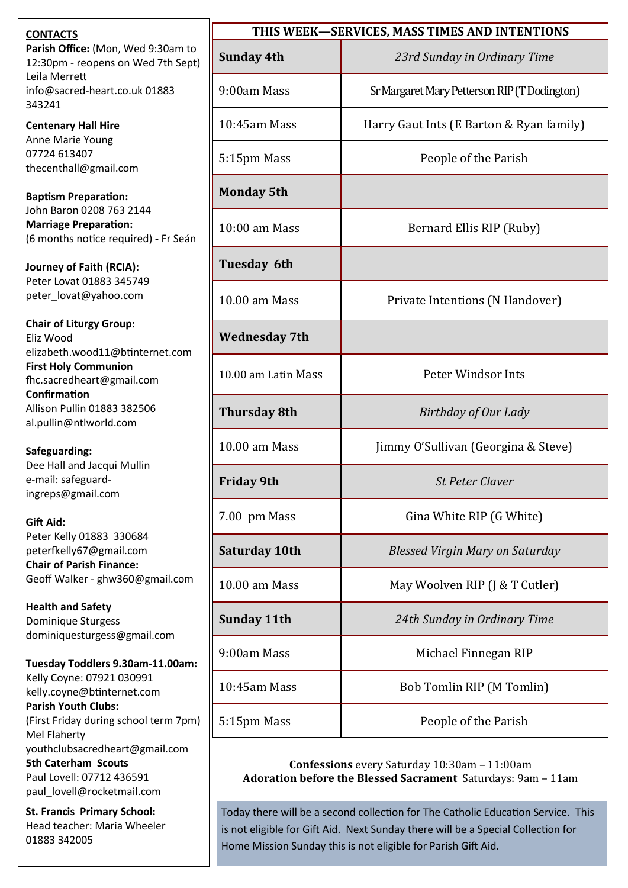**CONTACTS**

**Parish Office:** (Mon, Wed 9:30am to 12:30pm - reopens on Wed 7th Sept) Leila Merrett info@sacred-heart.co.uk 01883 343241

**Centenary Hall Hire**
Anne Marie Young
07724 613407
thecenthall@gmail.com

**Baptism Preparation:**
John Baron 0208 763 2144

**Marriage Preparation:**
(6 months notice required) **-** Fr Seán

**Journey of Faith (RCIA):**
Peter Lovat 01883 345749
peter_lovat@yahoo.com

**Chair of Liturgy Group:**
Eliz Wood
elizabeth.wood11@btinternet.com

**First Holy Communion**
fhc.sacredheart@gmail.com

**Confirmation**
Allison Pullin 01883 382506
al.pullin@ntlworld.com

**Safeguarding:**
Dee Hall and Jacqui Mullin
e-mail: safeguardingreps@gmail.com

**Gift Aid:**
Peter Kelly 01883 330684
peterfkelly67@gmail.com

**Chair of Parish Finance:**
Geoff Walker - ghw360@gmail.com

**Health and Safety**
Dominique Sturgess
dominiquesturgess@gmail.com

**Tuesday Toddlers 9.30am-11.00am:**
Kelly Coyne: 07921 030991
kelly.coyne@btinternet.com

**Parish Youth Clubs:**
(First Friday during school term 7pm)
Mel Flaherty
youthclubsacredheart@gmail.com

**5th Caterham Scouts**
Paul Lovell: 07712 436591
paul_lovell@rocketmail.com

**St. Francis Primary School:**
Head teacher: Maria Wheeler
01883 342005

## THIS WEEK—SERVICES, MASS TIMES AND INTENTIONS

| | |
|---|---|
| **Sunday 4th** | *23rd Sunday in Ordinary Time* |
| 9:00am Mass | Sr Margaret Mary Petterson RIP (T Dodington) |
| 10:45am Mass | Harry Gaut Ints (E Barton & Ryan family) |
| 5:15pm Mass | People of the Parish |
| **Monday 5th** | |
| 10:00 am Mass | Bernard Ellis RIP (Ruby) |
| **Tuesday 6th** | |
| 10.00 am Mass | Private Intentions (N Handover) |
| **Wednesday 7th** | |
| 10.00 am Latin Mass | Peter Windsor Ints |
| **Thursday 8th** | *Birthday of Our Lady* |
| 10.00 am Mass | Jimmy O'Sullivan (Georgina & Steve) |
| **Friday 9th** | *St Peter Claver* |
| 7.00 pm Mass | Gina White RIP (G White) |
| **Saturday 10th** | *Blessed Virgin Mary on Saturday* |
| 10.00 am Mass | May Woolven RIP (J & T Cutler) |
| **Sunday 11th** | *24th Sunday in Ordinary Time* |
| 9:00am Mass | Michael Finnegan RIP |
| 10:45am Mass | Bob Tomlin RIP (M Tomlin) |
| 5:15pm Mass | People of the Parish |

**Confessions** every Saturday 10:30am – 11:00am
**Adoration before the Blessed Sacrament** Saturdays: 9am – 11am

Today there will be a second collection for The Catholic Education Service. This is not eligible for Gift Aid. Next Sunday there will be a Special Collection for Home Mission Sunday this is not eligible for Parish Gift Aid.